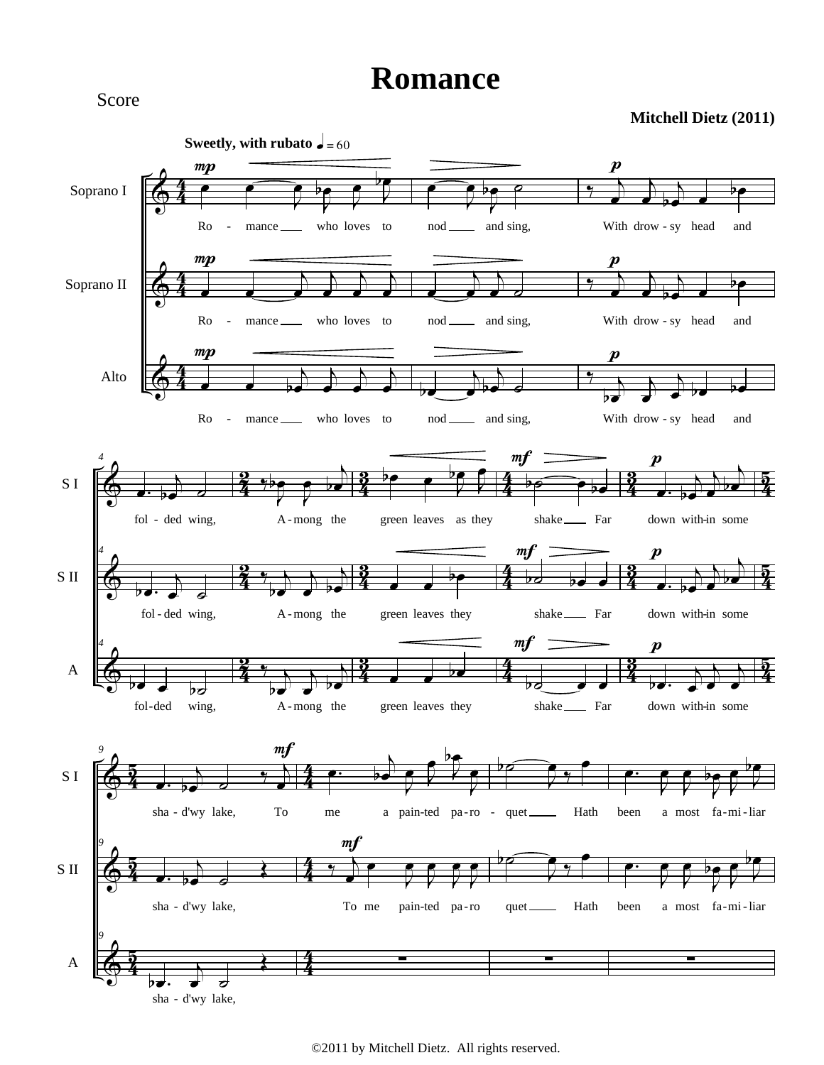# Romance

Score

**Mitchell Dietz (2011)**

**Sweetly, with rubato** ♩ = 60

Soprano I / Soprano II / Alto

Ro - mance who loves to nod and sing, With drow - sy head and fol - ded wing, A - mong the green leaves as they shake Far down with-in some sha - d'wy lake, To me a pain-ted pa-ro - quet Hath been a most fa-mi-liar

©2011 by Mitchell Dietz. All rights reserved.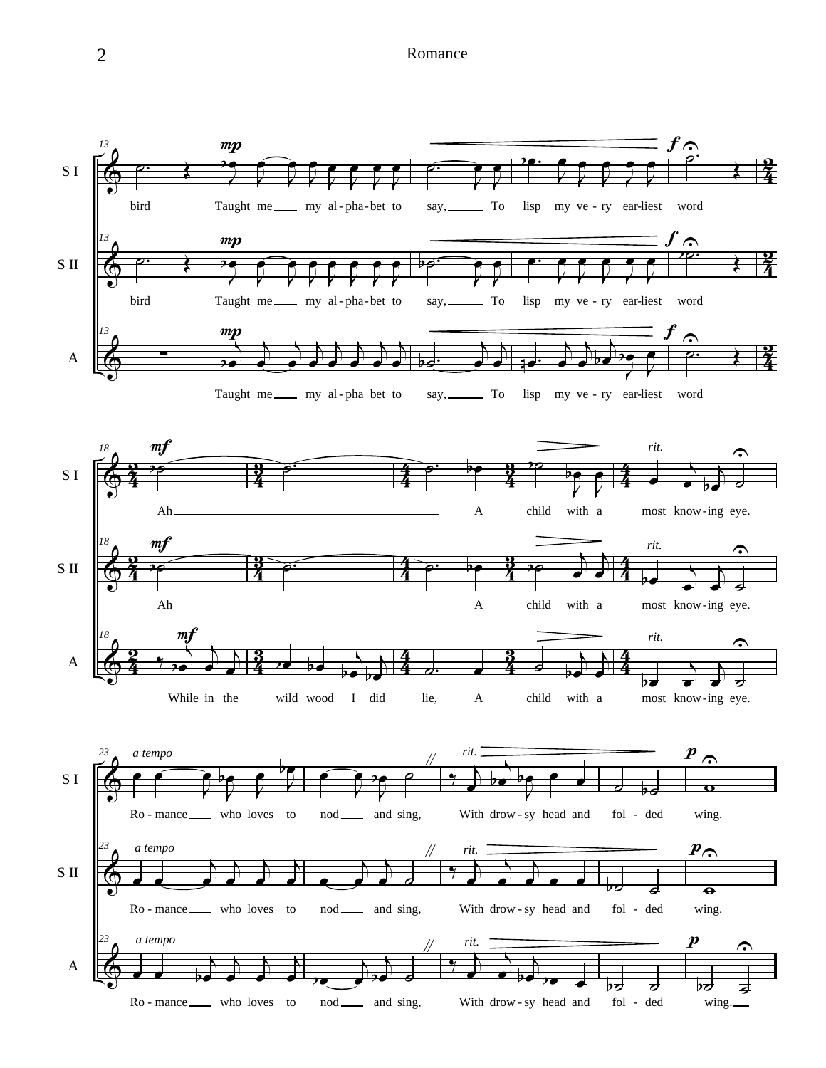S I

S II

A

bird Taught me my al-pha-bet to say, To lisp my ve-ry ear-liest word

Ah A child with a most know-ing eye.

While in the wild wood I did lie, A child with a most know-ing eye.

*a tempo* *rit.*

Ro-mance who loves to nod and sing, With drow-sy head and fol-ded wing.